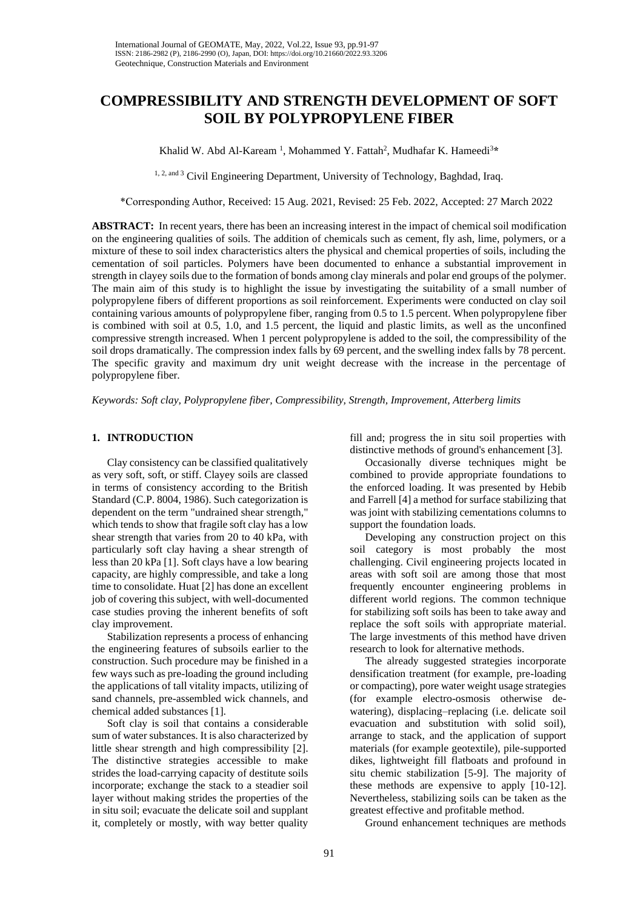# COMPRESSIBILITY AND STRENGTH DEVELOPMENT OF SOFT SOIL BY POLYPROPYLENE FIBER

Khalid W. Abd Al-Kaream [1], Mohammed Y. Fattah[2], Mudhafar K. Hameedi[3]*

[1, 2, and 3] Civil Engineering Department, University of Technology, Baghdad, Iraq.

*Corresponding Author, Received: 15 Aug. 2021, Revised: 25 Feb. 2022, Accepted: 27 March 2022

**ABSTRACT:** In recent years, there has been an increasing interest in the impact of chemical soil modification on the engineering qualities of soils. The addition of chemicals such as cement, fly ash, lime, polymers, or a mixture of these to soil index characteristics alters the physical and chemical properties of soils, including the cementation of soil particles. Polymers have been documented to enhance a substantial improvement in strength in clayey soils due to the formation of bonds among clay minerals and polar end groups of the polymer. The main aim of this study is to highlight the issue by investigating the suitability of a small number of polypropylene fibers of different proportions as soil reinforcement. Experiments were conducted on clay soil containing various amounts of polypropylene fiber, ranging from 0.5 to 1.5 percent. When polypropylene fiber is combined with soil at 0.5, 1.0, and 1.5 percent, the liquid and plastic limits, as well as the unconfined compressive strength increased. When 1 percent polypropylene is added to the soil, the compressibility of the soil drops dramatically. The compression index falls by 69 percent, and the swelling index falls by 78 percent. The specific gravity and maximum dry unit weight decrease with the increase in the percentage of polypropylene fiber.

*Keywords: Soft clay, Polypropylene fiber, Compressibility, Strength, Improvement, Atterberg limits*

## 1. INTRODUCTION

Clay consistency can be classified qualitatively as very soft, soft, or stiff. Clayey soils are classed in terms of consistency according to the British Standard (C.P. 8004, 1986). Such categorization is dependent on the term "undrained shear strength," which tends to show that fragile soft clay has a low shear strength that varies from 20 to 40 kPa, with particularly soft clay having a shear strength of less than 20 kPa [1]. Soft clays have a low bearing capacity, are highly compressible, and take a long time to consolidate. Huat [2] has done an excellent job of covering this subject, with well-documented case studies proving the inherent benefits of soft clay improvement.

Stabilization represents a process of enhancing the engineering features of subsoils earlier to the construction. Such procedure may be finished in a few ways such as pre-loading the ground including the applications of tall vitality impacts, utilizing of sand channels, pre-assembled wick channels, and chemical added substances [1].

Soft clay is soil that contains a considerable sum of water substances. It is also characterized by little shear strength and high compressibility [2]. The distinctive strategies accessible to make strides the load-carrying capacity of destitute soils incorporate; exchange the stack to a steadier soil layer without making strides the properties of the in situ soil; evacuate the delicate soil and supplant it, completely or mostly, with way better quality fill and; progress the in situ soil properties with distinctive methods of ground's enhancement [3].

Occasionally diverse techniques might be combined to provide appropriate foundations to the enforced loading. It was presented by Hebib and Farrell [4] a method for surface stabilizing that was joint with stabilizing cementations columns to support the foundation loads.

Developing any construction project on this soil category is most probably the most challenging. Civil engineering projects located in areas with soft soil are among those that most frequently encounter engineering problems in different world regions. The common technique for stabilizing soft soils has been to take away and replace the soft soils with appropriate material. The large investments of this method have driven research to look for alternative methods.

The already suggested strategies incorporate densification treatment (for example, pre-loading or compacting), pore water weight usage strategies (for example electro-osmosis otherwise de-watering), displacing–replacing (i.e. delicate soil evacuation and substitution with solid soil), arrange to stack, and the application of support materials (for example geotextile), pile-supported dikes, lightweight fill flatboats and profound in situ chemic stabilization [5-9]. The majority of these methods are expensive to apply [10-12]. Nevertheless, stabilizing soils can be taken as the greatest effective and profitable method.

Ground enhancement techniques are methods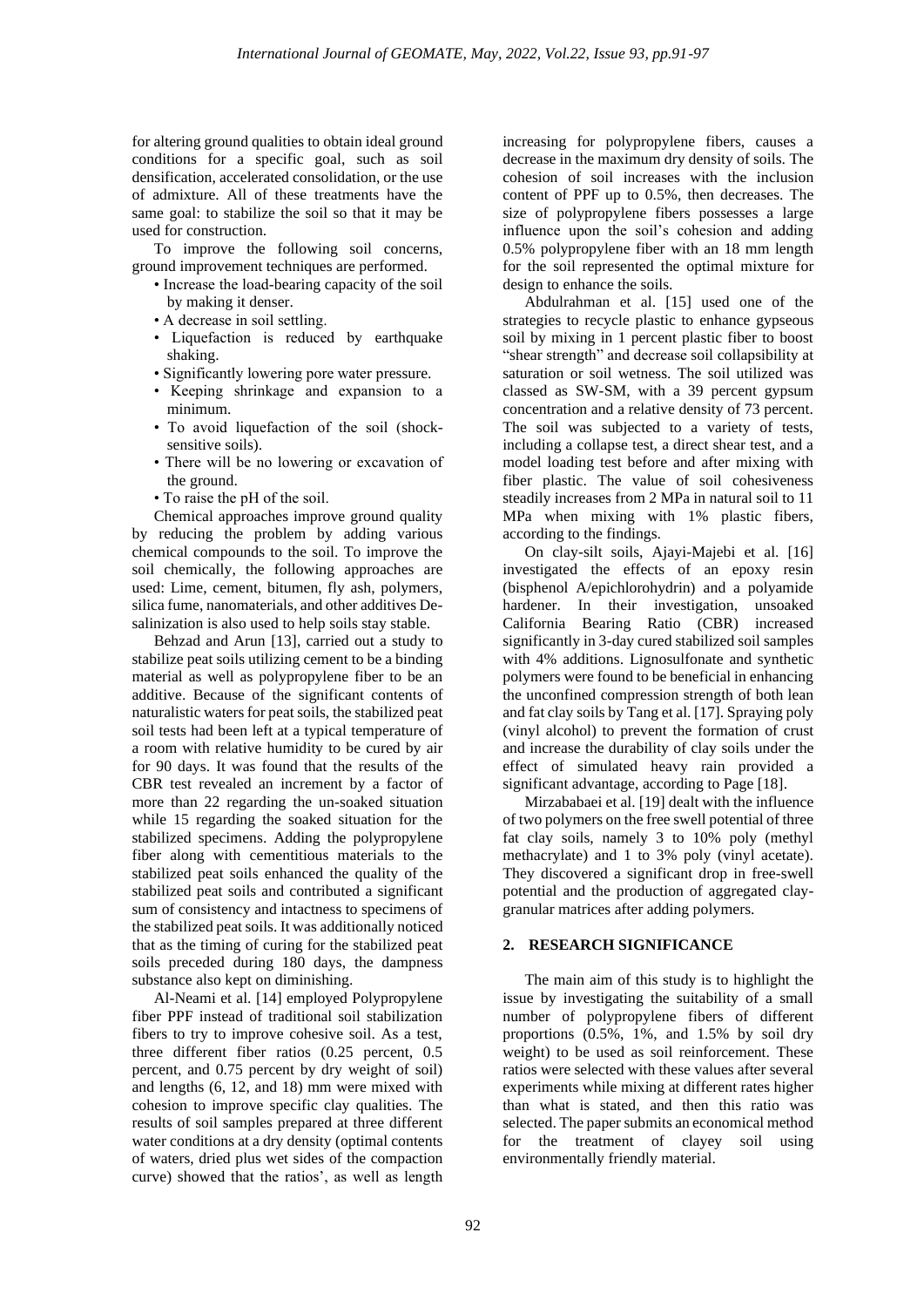for altering ground qualities to obtain ideal ground conditions for a specific goal, such as soil densification, accelerated consolidation, or the use of admixture. All of these treatments have the same goal: to stabilize the soil so that it may be used for construction.

To improve the following soil concerns, ground improvement techniques are performed.

- Increase the load-bearing capacity of the soil by making it denser.
- A decrease in soil settling.
- Liquefaction is reduced by earthquake shaking.
- Significantly lowering pore water pressure.
- Keeping shrinkage and expansion to a minimum.
- To avoid liquefaction of the soil (shock-sensitive soils).
- There will be no lowering or excavation of the ground.
- To raise the pH of the soil.

Chemical approaches improve ground quality by reducing the problem by adding various chemical compounds to the soil. To improve the soil chemically, the following approaches are used: Lime, cement, bitumen, fly ash, polymers, silica fume, nanomaterials, and other additives De-salinization is also used to help soils stay stable.

Behzad and Arun [13], carried out a study to stabilize peat soils utilizing cement to be a binding material as well as polypropylene fiber to be an additive. Because of the significant contents of naturalistic waters for peat soils, the stabilized peat soil tests had been left at a typical temperature of a room with relative humidity to be cured by air for 90 days. It was found that the results of the CBR test revealed an increment by a factor of more than 22 regarding the un-soaked situation while 15 regarding the soaked situation for the stabilized specimens. Adding the polypropylene fiber along with cementitious materials to the stabilized peat soils enhanced the quality of the stabilized peat soils and contributed a significant sum of consistency and intactness to specimens of the stabilized peat soils. It was additionally noticed that as the timing of curing for the stabilized peat soils preceded during 180 days, the dampness substance also kept on diminishing.

Al-Neami et al. [14] employed Polypropylene fiber PPF instead of traditional soil stabilization fibers to try to improve cohesive soil. As a test, three different fiber ratios (0.25 percent, 0.5 percent, and 0.75 percent by dry weight of soil) and lengths (6, 12, and 18) mm were mixed with cohesion to improve specific clay qualities. The results of soil samples prepared at three different water conditions at a dry density (optimal contents of waters, dried plus wet sides of the compaction curve) showed that the ratios', as well as length increasing for polypropylene fibers, causes a decrease in the maximum dry density of soils. The cohesion of soil increases with the inclusion content of PPF up to 0.5%, then decreases. The size of polypropylene fibers possesses a large influence upon the soil's cohesion and adding 0.5% polypropylene fiber with an 18 mm length for the soil represented the optimal mixture for design to enhance the soils.

Abdulrahman et al. [15] used one of the strategies to recycle plastic to enhance gypseous soil by mixing in 1 percent plastic fiber to boost "shear strength" and decrease soil collapsibility at saturation or soil wetness. The soil utilized was classed as SW-SM, with a 39 percent gypsum concentration and a relative density of 73 percent. The soil was subjected to a variety of tests, including a collapse test, a direct shear test, and a model loading test before and after mixing with fiber plastic. The value of soil cohesiveness steadily increases from 2 MPa in natural soil to 11 MPa when mixing with 1% plastic fibers, according to the findings.

On clay-silt soils, Ajayi-Majebi et al. [16] investigated the effects of an epoxy resin (bisphenol A/epichlorohydrin) and a polyamide hardener. In their investigation, unsoaked California Bearing Ratio (CBR) increased significantly in 3-day cured stabilized soil samples with 4% additions. Lignosulfonate and synthetic polymers were found to be beneficial in enhancing the unconfined compression strength of both lean and fat clay soils by Tang et al. [17]. Spraying poly (vinyl alcohol) to prevent the formation of crust and increase the durability of clay soils under the effect of simulated heavy rain provided a significant advantage, according to Page [18].

Mirzababaei et al. [19] dealt with the influence of two polymers on the free swell potential of three fat clay soils, namely 3 to 10% poly (methyl methacrylate) and 1 to 3% poly (vinyl acetate). They discovered a significant drop in free-swell potential and the production of aggregated clay-granular matrices after adding polymers.

## 2. RESEARCH SIGNIFICANCE

The main aim of this study is to highlight the issue by investigating the suitability of a small number of polypropylene fibers of different proportions (0.5%, 1%, and 1.5% by soil dry weight) to be used as soil reinforcement. These ratios were selected with these values after several experiments while mixing at different rates higher than what is stated, and then this ratio was selected. The paper submits an economical method for the treatment of clayey soil using environmentally friendly material.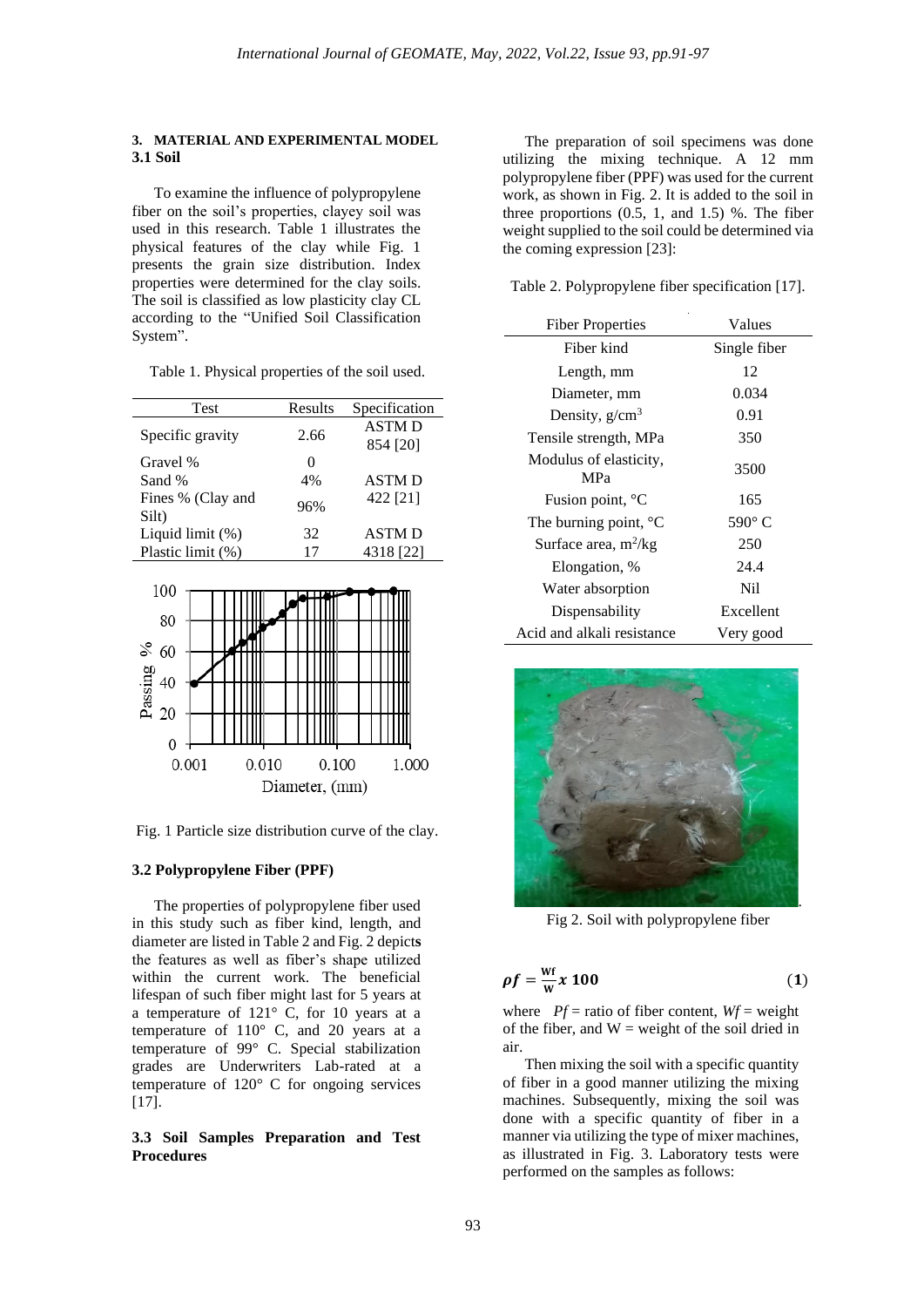## 3. MATERIAL AND EXPERIMENTAL MODEL

### 3.1 Soil

To examine the influence of polypropylene fiber on the soil's properties, clayey soil was used in this research. Table 1 illustrates the physical features of the clay while Fig. 1 presents the grain size distribution. Index properties were determined for the clay soils. The soil is classified as low plasticity clay CL according to the "Unified Soil Classification System".

Table 1. Physical properties of the soil used.

| Test | Results | Specification |
|---|---|---|
| Specific gravity | 2.66 | ASTM D 854 [20] |
| Gravel % | 0 | |
| Sand % | 4% | ASTM D 422 [21] |
| Fines % (Clay and Silt) | 96% | |
| Liquid limit (%) | 32 | ASTM D 4318 [22] |
| Plastic limit (%) | 17 | |

Fig. 1 Particle size distribution curve of the clay.

### 3.2 Polypropylene Fiber (PPF)

The properties of polypropylene fiber used in this study such as fiber kind, length, and diameter are listed in Table 2 and Fig. 2 depicts the features as well as fiber's shape utilized within the current work. The beneficial lifespan of such fiber might last for 5 years at a temperature of 121° C, for 10 years at a temperature of 110° C, and 20 years at a temperature of 99° C. Special stabilization grades are Underwriters Lab-rated at a temperature of 120° C for ongoing services [17].

### 3.3 Soil Samples Preparation and Test Procedures

The preparation of soil specimens was done utilizing the mixing technique. A 12 mm polypropylene fiber (PPF) was used for the current work, as shown in Fig. 2. It is added to the soil in three proportions (0.5, 1, and 1.5) %. The fiber weight supplied to the soil could be determined via the coming expression [23]:

Table 2. Polypropylene fiber specification [17].

| Fiber Properties | Values |
|---|---|
| Fiber kind | Single fiber |
| Length, mm | 12 |
| Diameter, mm | 0.034 |
| Density, g/cm$^3$ | 0.91 |
| Tensile strength, MPa | 350 |
| Modulus of elasticity, MPa | 3500 |
| Fusion point, °C | 165 |
| The burning point, °C | 590° C |
| Surface area, m$^2$/kg | 250 |
| Elongation, % | 24.4 |
| Water absorption | Nil |
| Dispensability | Excellent |
| Acid and alkali resistance | Very good |

Fig 2. Soil with polypropylene fiber

$$\rho f = \frac{W_f}{W} x\ 100 \tag{1}$$

where $Pf$ = ratio of fiber content, $Wf$ = weight of the fiber, and W = weight of the soil dried in air.

Then mixing the soil with a specific quantity of fiber in a good manner utilizing the mixing machines. Subsequently, mixing the soil was done with a specific quantity of fiber in a manner via utilizing the type of mixer machines, as illustrated in Fig. 3. Laboratory tests were performed on the samples as follows: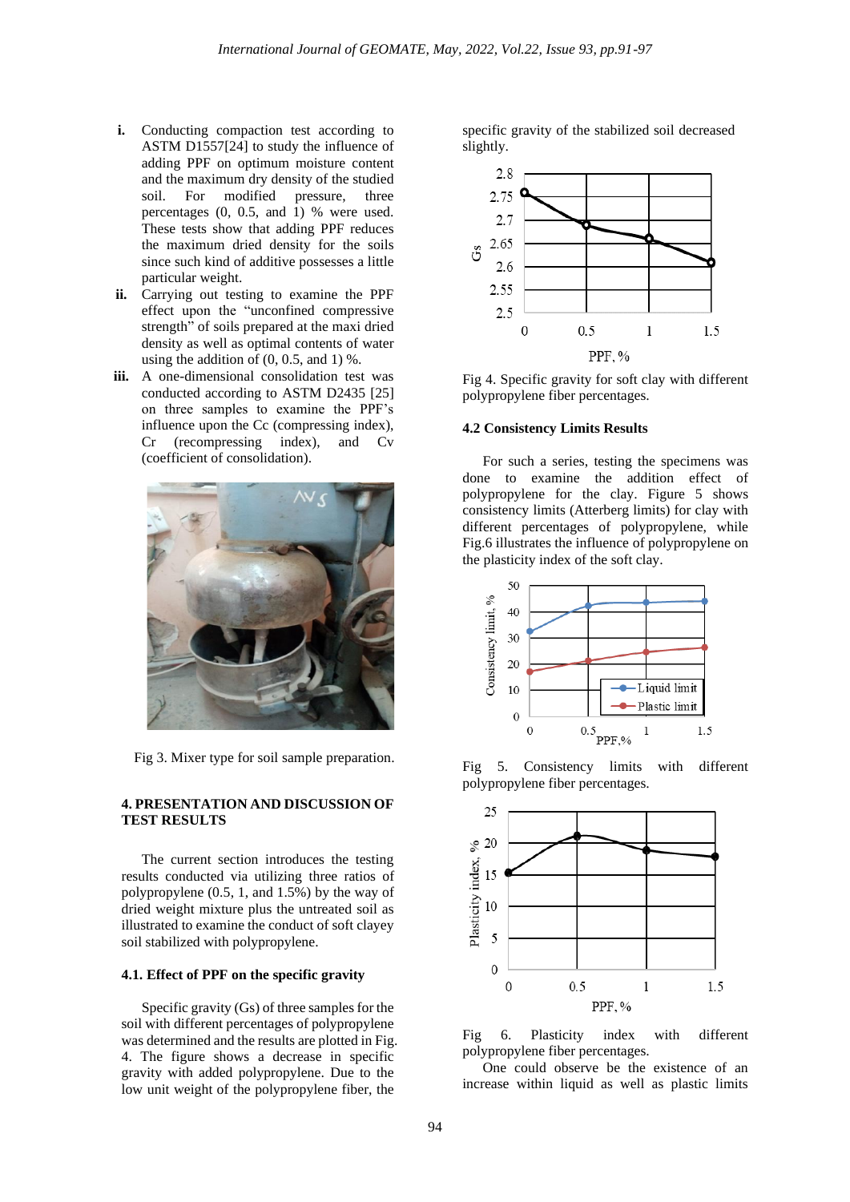i. Conducting compaction test according to ASTM D1557[24] to study the influence of adding PPF on optimum moisture content and the maximum dry density of the studied soil. For modified pressure, three percentages (0, 0.5, and 1) % were used. These tests show that adding PPF reduces the maximum dried density for the soils since such kind of additive possesses a little particular weight.

ii. Carrying out testing to examine the PPF effect upon the "unconfined compressive strength" of soils prepared at the maxi dried density as well as optimal contents of water using the addition of (0, 0.5, and 1) %.

iii. A one-dimensional consolidation test was conducted according to ASTM D2435 [25] on three samples to examine the PPF's influence upon the Cc (compressing index), Cr (recompressing index), and Cv (coefficient of consolidation).

Fig 3. Mixer type for soil sample preparation.

## 4. PRESENTATION AND DISCUSSION OF TEST RESULTS

The current section introduces the testing results conducted via utilizing three ratios of polypropylene (0.5, 1, and 1.5%) by the way of dried weight mixture plus the untreated soil as illustrated to examine the conduct of soft clayey soil stabilized with polypropylene.

### 4.1. Effect of PPF on the specific gravity

Specific gravity (Gs) of three samples for the soil with different percentages of polypropylene was determined and the results are plotted in Fig. 4. The figure shows a decrease in specific gravity with added polypropylene. Due to the low unit weight of the polypropylene fiber, the specific gravity of the stabilized soil decreased slightly.

Fig 4. Specific gravity for soft clay with different polypropylene fiber percentages.

### 4.2 Consistency Limits Results

For such a series, testing the specimens was done to examine the addition effect of polypropylene for the clay. Figure 5 shows consistency limits (Atterberg limits) for clay with different percentages of polypropylene, while Fig.6 illustrates the influence of polypropylene on the plasticity index of the soft clay.

Fig 5. Consistency limits with different polypropylene fiber percentages.

Fig 6. Plasticity index with different polypropylene fiber percentages.

One could observe be the existence of an increase within liquid as well as plastic limits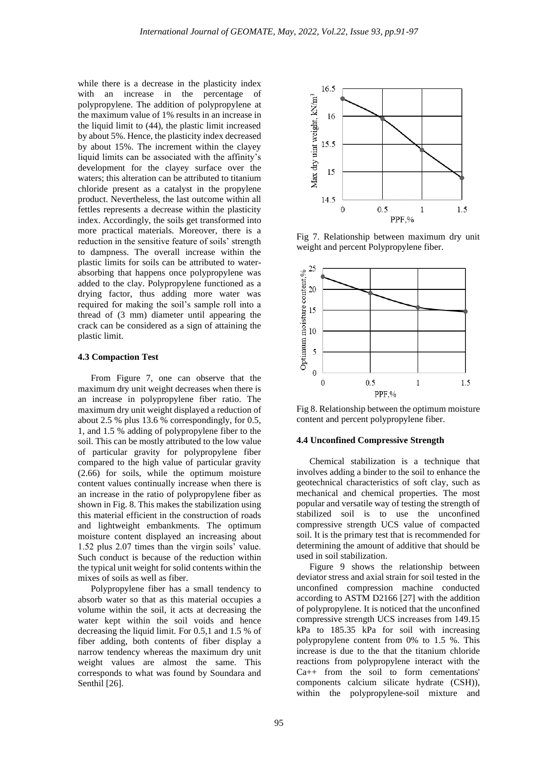while there is a decrease in the plasticity index with an increase in the percentage of polypropylene. The addition of polypropylene at the maximum value of 1% results in an increase in the liquid limit to (44), the plastic limit increased by about 5%. Hence, the plasticity index decreased by about 15%. The increment within the clayey liquid limits can be associated with the affinity's development for the clayey surface over the waters; this alteration can be attributed to titanium chloride present as a catalyst in the propylene product. Nevertheless, the last outcome within all fettles represents a decrease within the plasticity index. Accordingly, the soils get transformed into more practical materials. Moreover, there is a reduction in the sensitive feature of soils' strength to dampness. The overall increase within the plastic limits for soils can be attributed to water-absorbing that happens once polypropylene was added to the clay. Polypropylene functioned as a drying factor, thus adding more water was required for making the soil's sample roll into a thread of (3 mm) diameter until appearing the crack can be considered as a sign of attaining the plastic limit.

### 4.3 Compaction Test

From Figure 7, one can observe that the maximum dry unit weight decreases when there is an increase in polypropylene fiber ratio. The maximum dry unit weight displayed a reduction of about 2.5 % plus 13.6 % correspondingly, for 0.5, 1, and 1.5 % adding of polypropylene fiber to the soil. This can be mostly attributed to the low value of particular gravity for polypropylene fiber compared to the high value of particular gravity (2.66) for soils, while the optimum moisture content values continually increase when there is an increase in the ratio of polypropylene fiber as shown in Fig. 8. This makes the stabilization using this material efficient in the construction of roads and lightweight embankments. The optimum moisture content displayed an increasing about 1.52 plus 2.07 times than the virgin soils' value. Such conduct is because of the reduction within the typical unit weight for solid contents within the mixes of soils as well as fiber.

Polypropylene fiber has a small tendency to absorb water so that as this material occupies a volume within the soil, it acts at decreasing the water kept within the soil voids and hence decreasing the liquid limit. For 0.5,1 and 1.5 % of fiber adding, both contents of fiber display a narrow tendency whereas the maximum dry unit weight values are almost the same. This corresponds to what was found by Soundara and Senthil [26].

Fig 7. Relationship between maximum dry unit weight and percent Polypropylene fiber.

Fig 8. Relationship between the optimum moisture content and percent polypropylene fiber.

### 4.4 Unconfined Compressive Strength

Chemical stabilization is a technique that involves adding a binder to the soil to enhance the geotechnical characteristics of soft clay, such as mechanical and chemical properties. The most popular and versatile way of testing the strength of stabilized soil is to use the unconfined compressive strength UCS value of compacted soil. It is the primary test that is recommended for determining the amount of additive that should be used in soil stabilization.

Figure 9 shows the relationship between deviator stress and axial strain for soil tested in the unconfined compression machine conducted according to ASTM D2166 [27] with the addition of polypropylene. It is noticed that the unconfined compressive strength UCS increases from 149.15 kPa to 185.35 kPa for soil with increasing polypropylene content from 0% to 1.5 %. This increase is due to the that the titanium chloride reactions from polypropylene interact with the $Ca^{++}$ from the soil to form cementations' components calcium silicate hydrate (CSH)), within the polypropylene-soil mixture and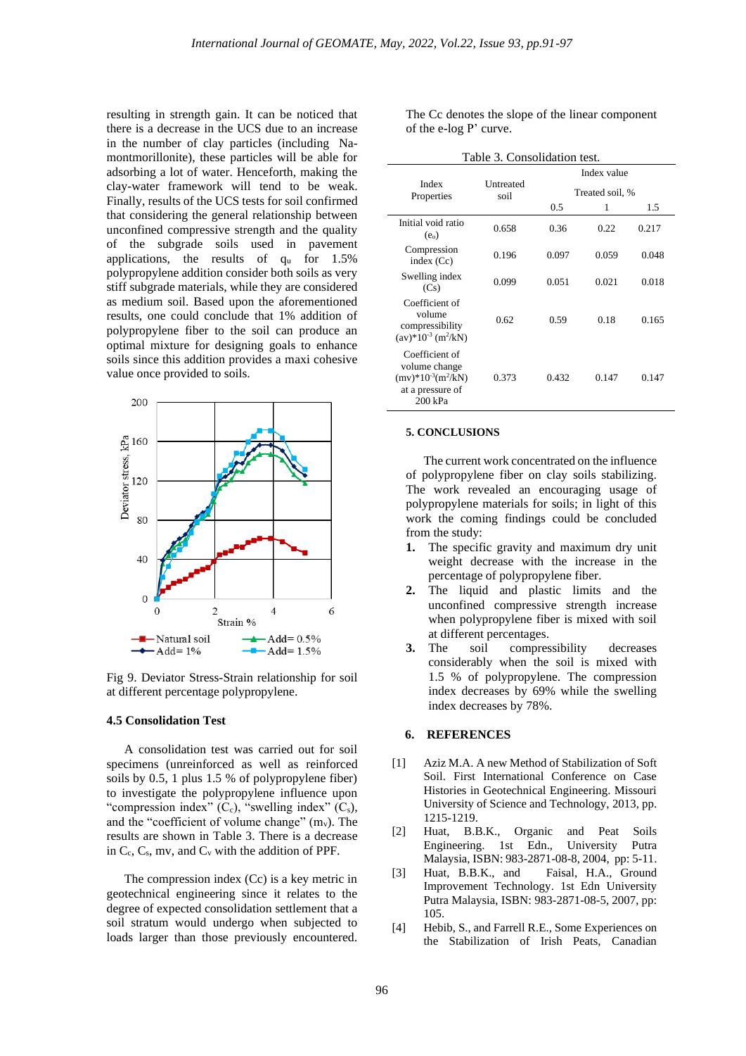resulting in strength gain. It can be noticed that there is a decrease in the UCS due to an increase in the number of clay particles (including Na-montmorillonite), these particles will be able for adsorbing a lot of water. Henceforth, making the clay-water framework will tend to be weak. Finally, results of the UCS tests for soil confirmed that considering the general relationship between unconfined compressive strength and the quality of the subgrade soils used in pavement applications, the results of $q_u$ for 1.5% polypropylene addition consider both soils as very stiff subgrade materials, while they are considered as medium soil. Based upon the aforementioned results, one could conclude that 1% addition of polypropylene fiber to the soil can produce an optimal mixture for designing goals to enhance soils since this addition provides a maxi cohesive value once provided to soils.

Fig 9. Deviator Stress-Strain relationship for soil at different percentage polypropylene.

### 4.5 Consolidation Test

A consolidation test was carried out for soil specimens (unreinforced as well as reinforced soils by 0.5, 1 plus 1.5 % of polypropylene fiber) to investigate the polypropylene influence upon "compression index" ($C_c$), "swelling index" ($C_s$), and the "coefficient of volume change" ($m_v$). The results are shown in Table 3. There is a decrease in $C_c$, $C_s$, mv, and $C_v$ with the addition of PPF.

The compression index (Cc) is a key metric in geotechnical engineering since it relates to the degree of expected consolidation settlement that a soil stratum would undergo when subjected to loads larger than those previously encountered. The Cc denotes the slope of the linear component of the e-log P' curve.

Table 3. Consolidation test.

| Index Properties | Untreated soil | Index value | | |
|---|---|---|---|---|
| | | Treated soil, % | | |
| | | 0.5 | 1 | 1.5 |
| Initial void ratio ($e_o$) | 0.658 | 0.36 | 0.22 | 0.217 |
| Compression index (Cc) | 0.196 | 0.097 | 0.059 | 0.048 |
| Swelling index (Cs) | 0.099 | 0.051 | 0.021 | 0.018 |
| Coefficient of volume compressibility (av)*$10^{-3}$ ($m^2$/kN) | 0.62 | 0.59 | 0.18 | 0.165 |
| Coefficient of volume change (mv)*$10^{-3}$($m^2$/kN) at a pressure of 200 kPa | 0.373 | 0.432 | 0.147 | 0.147 |

## 5. CONCLUSIONS

The current work concentrated on the influence of polypropylene fiber on clay soils stabilizing. The work revealed an encouraging usage of polypropylene materials for soils; in light of this work the coming findings could be concluded from the study:

1. The specific gravity and maximum dry unit weight decrease with the increase in the percentage of polypropylene fiber.
2. The liquid and plastic limits and the unconfined compressive strength increase when polypropylene fiber is mixed with soil at different percentages.
3. The soil compressibility decreases considerably when the soil is mixed with 1.5 % of polypropylene. The compression index decreases by 69% while the swelling index decreases by 78%.

## 6. REFERENCES

[1] Aziz M.A. A new Method of Stabilization of Soft Soil. First International Conference on Case Histories in Geotechnical Engineering. Missouri University of Science and Technology, 2013, pp. 1215-1219.

[2] Huat, B.B.K., Organic and Peat Soils Engineering. 1st Edn., University Putra Malaysia, ISBN: 983-2871-08-8, 2004, pp: 5-11.

[3] Huat, B.B.K., and Faisal, H.A., Ground Improvement Technology. 1st Edn University Putra Malaysia, ISBN: 983-2871-08-5, 2007, pp: 105.

[4] Hebib, S., and Farrell R.E., Some Experiences on the Stabilization of Irish Peats, Canadian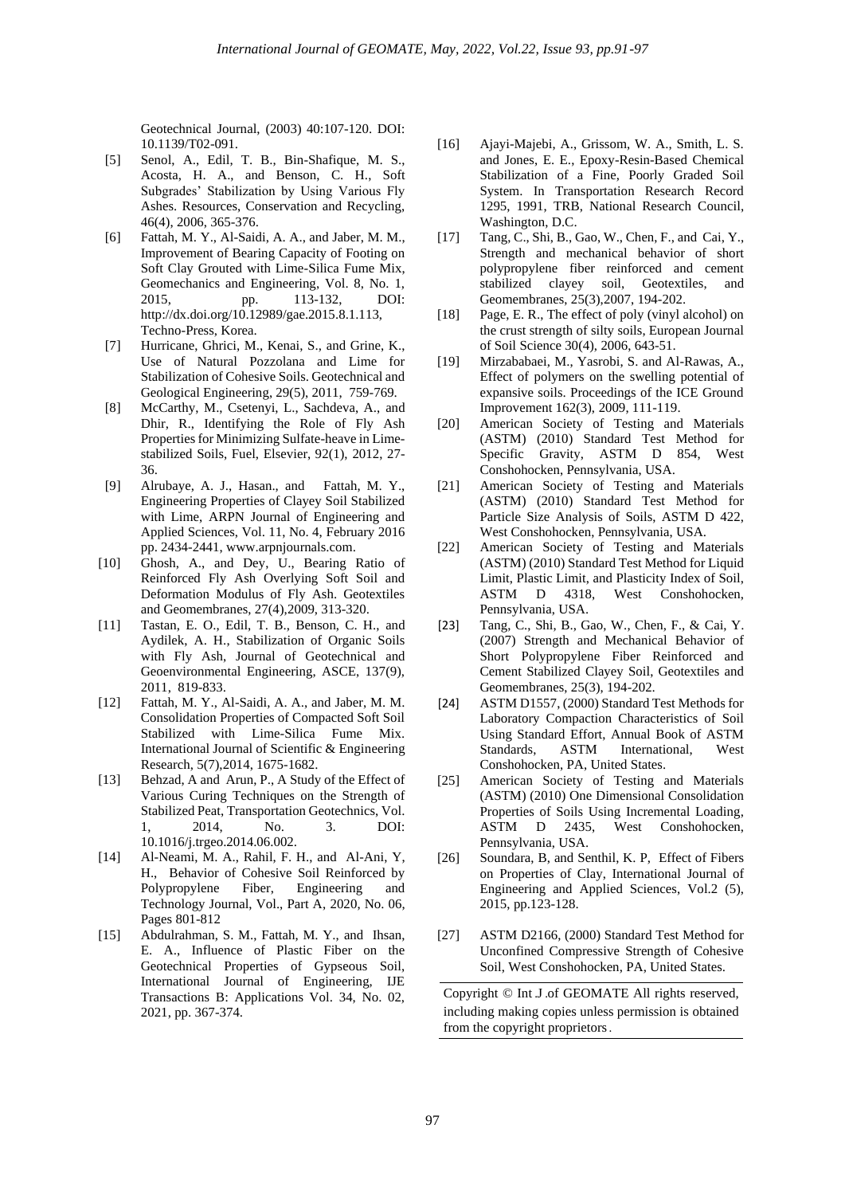Geotechnical Journal, (2003) 40:107-120. DOI: 10.1139/T02-091.

[5] Senol, A., Edil, T. B., Bin-Shafique, M. S., Acosta, H. A., and Benson, C. H., Soft Subgrades' Stabilization by Using Various Fly Ashes. Resources, Conservation and Recycling, 46(4), 2006, 365-376.

[6] Fattah, M. Y., Al-Saidi, A. A., and Jaber, M. M., Improvement of Bearing Capacity of Footing on Soft Clay Grouted with Lime-Silica Fume Mix, Geomechanics and Engineering, Vol. 8, No. 1, 2015, pp. 113-132, DOI: http://dx.doi.org/10.12989/gae.2015.8.1.113, Techno-Press, Korea.

[7] Hurricane, Ghrici, M., Kenai, S., and Grine, K., Use of Natural Pozzolana and Lime for Stabilization of Cohesive Soils. Geotechnical and Geological Engineering, 29(5), 2011, 759-769.

[8] McCarthy, M., Csetenyi, L., Sachdeva, A., and Dhir, R., Identifying the Role of Fly Ash Properties for Minimizing Sulfate-heave in Lime-stabilized Soils, Fuel, Elsevier, 92(1), 2012, 27-36.

[9] Alrubaye, A. J., Hasan., and Fattah, M. Y., Engineering Properties of Clayey Soil Stabilized with Lime, ARPN Journal of Engineering and Applied Sciences, Vol. 11, No. 4, February 2016 pp. 2434-2441, www.arpnjournals.com.

[10] Ghosh, A., and Dey, U., Bearing Ratio of Reinforced Fly Ash Overlying Soft Soil and Deformation Modulus of Fly Ash. Geotextiles and Geomembranes, 27(4),2009, 313-320.

[11] Tastan, E. O., Edil, T. B., Benson, C. H., and Aydilek, A. H., Stabilization of Organic Soils with Fly Ash, Journal of Geotechnical and Geoenvironmental Engineering, ASCE, 137(9), 2011, 819-833.

[12] Fattah, M. Y., Al-Saidi, A. A., and Jaber, M. M. Consolidation Properties of Compacted Soft Soil Stabilized with Lime-Silica Fume Mix. International Journal of Scientific & Engineering Research, 5(7),2014, 1675-1682.

[13] Behzad, A and Arun, P., A Study of the Effect of Various Curing Techniques on the Strength of Stabilized Peat, Transportation Geotechnics, Vol. 1, 2014, No. 3. DOI: 10.1016/j.trgeo.2014.06.002.

[14] Al-Neami, M. A., Rahil, F. H., and Al-Ani, Y, H., Behavior of Cohesive Soil Reinforced by Polypropylene Fiber, Engineering and Technology Journal, Vol., Part A, 2020, No. 06, Pages 801-812

[15] Abdulrahman, S. M., Fattah, M. Y., and Ihsan, E. A., Influence of Plastic Fiber on the Geotechnical Properties of Gypseous Soil, International Journal of Engineering, IJE Transactions B: Applications Vol. 34, No. 02, 2021, pp. 367-374.

[16] Ajayi-Majebi, A., Grissom, W. A., Smith, L. S. and Jones, E. E., Epoxy-Resin-Based Chemical Stabilization of a Fine, Poorly Graded Soil System. In Transportation Research Record 1295, 1991, TRB, National Research Council, Washington, D.C.

[17] Tang, C., Shi, B., Gao, W., Chen, F., and Cai, Y., Strength and mechanical behavior of short polypropylene fiber reinforced and cement stabilized clayey soil, Geotextiles, and Geomembranes, 25(3),2007, 194-202.

[18] Page, E. R., The effect of poly (vinyl alcohol) on the crust strength of silty soils, European Journal of Soil Science 30(4), 2006, 643-51.

[19] Mirzababaei, M., Yasrobi, S. and Al-Rawas, A., Effect of polymers on the swelling potential of expansive soils. Proceedings of the ICE Ground Improvement 162(3), 2009, 111-119.

[20] American Society of Testing and Materials (ASTM) (2010) Standard Test Method for Specific Gravity, ASTM D 854, West Conshohocken, Pennsylvania, USA.

[21] American Society of Testing and Materials (ASTM) (2010) Standard Test Method for Particle Size Analysis of Soils, ASTM D 422, West Conshohocken, Pennsylvania, USA.

[22] American Society of Testing and Materials (ASTM) (2010) Standard Test Method for Liquid Limit, Plastic Limit, and Plasticity Index of Soil, ASTM D 4318, West Conshohocken, Pennsylvania, USA.

[23] Tang, C., Shi, B., Gao, W., Chen, F., & Cai, Y. (2007) Strength and Mechanical Behavior of Short Polypropylene Fiber Reinforced and Cement Stabilized Clayey Soil, Geotextiles and Geomembranes, 25(3), 194-202.

[24] ASTM D1557, (2000) Standard Test Methods for Laboratory Compaction Characteristics of Soil Using Standard Effort, Annual Book of ASTM Standards, ASTM International, West Conshohocken, PA, United States.

[25] American Society of Testing and Materials (ASTM) (2010) One Dimensional Consolidation Properties of Soils Using Incremental Loading, ASTM D 2435, West Conshohocken, Pennsylvania, USA.

[26] Soundara, B, and Senthil, K. P, Effect of Fibers on Properties of Clay, International Journal of Engineering and Applied Sciences, Vol.2 (5), 2015, pp.123-128.

[27] ASTM D2166, (2000) Standard Test Method for Unconfined Compressive Strength of Cohesive Soil, West Conshohocken, PA, United States.

Copyright © Int .J .of GEOMATE All rights reserved, including making copies unless permission is obtained from the copyright proprietors.